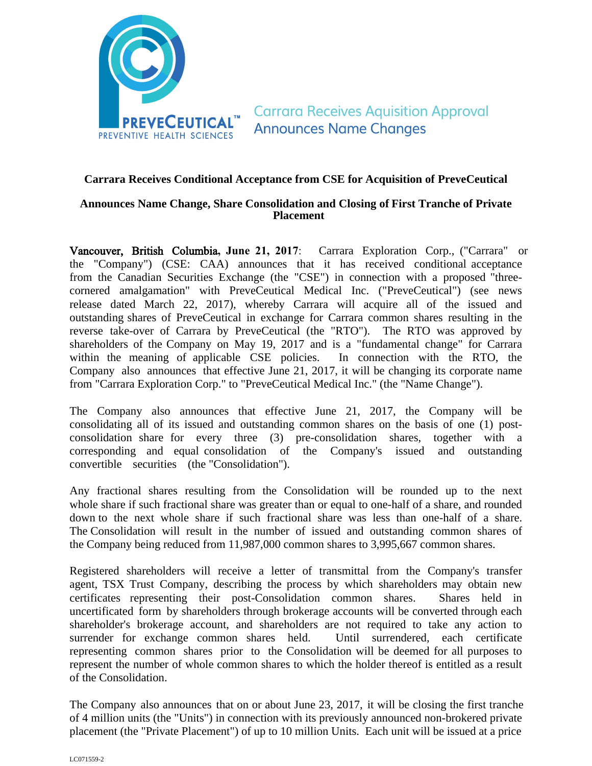PREVECEUTICAL™
PREVENTIVE HEALTH SCIENCES

Carrara Receives Aquisition Approval
Announces Name Changes

**Carrara Receives Conditional Acceptance from CSE for Acquisition of PreveCeutical**

**Announces Name Change, Share Consolidation and Closing of First Tranche of Private Placement**

**Vancouver, British Columbia, June 21, 2017**: Carrara Exploration Corp., ("Carrara" or the "Company") (CSE: CAA) announces that it has received conditional acceptance from the Canadian Securities Exchange (the "CSE") in connection with a proposed "three-cornered amalgamation" with PreveCeutical Medical Inc. ("PreveCeutical") (see news release dated March 22, 2017), whereby Carrara will acquire all of the issued and outstanding shares of PreveCeutical in exchange for Carrara common shares resulting in the reverse take-over of Carrara by PreveCeutical (the "RTO"). The RTO was approved by shareholders of the Company on May 19, 2017 and is a "fundamental change" for Carrara within the meaning of applicable CSE policies. In connection with the RTO, the Company also announces that effective June 21, 2017, it will be changing its corporate name from "Carrara Exploration Corp." to "PreveCeutical Medical Inc." (the "Name Change").

The Company also announces that effective June 21, 2017, the Company will be consolidating all of its issued and outstanding common shares on the basis of one (1) post-consolidation share for every three (3) pre-consolidation shares, together with a corresponding and equal consolidation of the Company's issued and outstanding convertible securities (the "Consolidation").

Any fractional shares resulting from the Consolidation will be rounded up to the next whole share if such fractional share was greater than or equal to one-half of a share, and rounded down to the next whole share if such fractional share was less than one-half of a share. The Consolidation will result in the number of issued and outstanding common shares of the Company being reduced from 11,987,000 common shares to 3,995,667 common shares.

Registered shareholders will receive a letter of transmittal from the Company's transfer agent, TSX Trust Company, describing the process by which shareholders may obtain new certificates representing their post-Consolidation common shares. Shares held in uncertificated form by shareholders through brokerage accounts will be converted through each shareholder's brokerage account, and shareholders are not required to take any action to surrender for exchange common shares held. Until surrendered, each certificate representing common shares prior to the Consolidation will be deemed for all purposes to represent the number of whole common shares to which the holder thereof is entitled as a result of the Consolidation.

The Company also announces that on or about June 23, 2017, it will be closing the first tranche of 4 million units (the "Units") in connection with its previously announced non-brokered private placement (the "Private Placement") of up to 10 million Units. Each unit will be issued at a price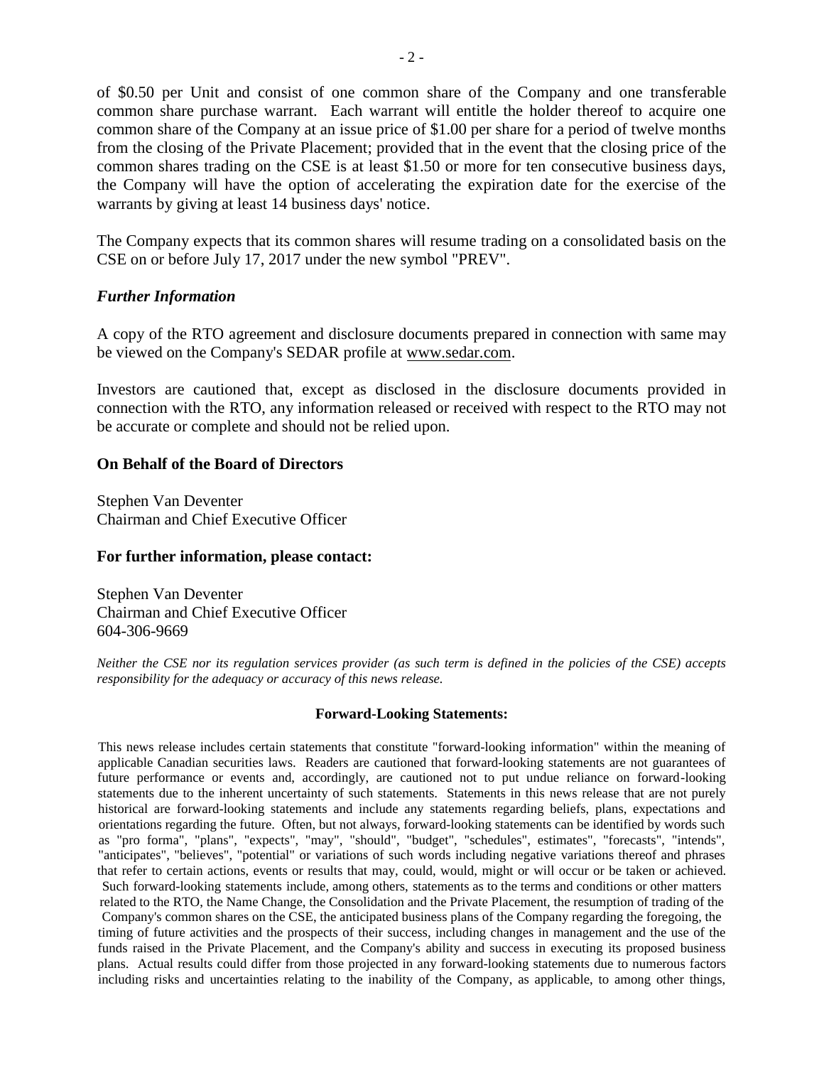of $0.50 per Unit and consist of one common share of the Company and one transferable common share purchase warrant. Each warrant will entitle the holder thereof to acquire one common share of the Company at an issue price of $1.00 per share for a period of twelve months from the closing of the Private Placement; provided that in the event that the closing price of the common shares trading on the CSE is at least $1.50 or more for ten consecutive business days, the Company will have the option of accelerating the expiration date for the exercise of the warrants by giving at least 14 business days' notice.

The Company expects that its common shares will resume trading on a consolidated basis on the CSE on or before July 17, 2017 under the new symbol "PREV".

### *Further Information*

A copy of the RTO agreement and disclosure documents prepared in connection with same may be viewed on the Company's SEDAR profile at www.sedar.com.

Investors are cautioned that, except as disclosed in the disclosure documents provided in connection with the RTO, any information released or received with respect to the RTO may not be accurate or complete and should not be relied upon.

**On Behalf of the Board of Directors**

Stephen Van Deventer
Chairman and Chief Executive Officer

**For further information, please contact:**

Stephen Van Deventer
Chairman and Chief Executive Officer
604-306-9669

*Neither the CSE nor its regulation services provider (as such term is defined in the policies of the CSE) accepts responsibility for the adequacy or accuracy of this news release.*

**Forward-Looking Statements:**

This news release includes certain statements that constitute "forward-looking information" within the meaning of applicable Canadian securities laws. Readers are cautioned that forward-looking statements are not guarantees of future performance or events and, accordingly, are cautioned not to put undue reliance on forward-looking statements due to the inherent uncertainty of such statements. Statements in this news release that are not purely historical are forward-looking statements and include any statements regarding beliefs, plans, expectations and orientations regarding the future. Often, but not always, forward-looking statements can be identified by words such as "pro forma", "plans", "expects", "may", "should", "budget", "schedules", estimates", "forecasts", "intends", "anticipates", "believes", "potential" or variations of such words including negative variations thereof and phrases that refer to certain actions, events or results that may, could, would, might or will occur or be taken or achieved. Such forward-looking statements include, among others, statements as to the terms and conditions or other matters related to the RTO, the Name Change, the Consolidation and the Private Placement, the resumption of trading of the Company's common shares on the CSE, the anticipated business plans of the Company regarding the foregoing, the timing of future activities and the prospects of their success, including changes in management and the use of the funds raised in the Private Placement, and the Company's ability and success in executing its proposed business plans. Actual results could differ from those projected in any forward-looking statements due to numerous factors including risks and uncertainties relating to the inability of the Company, as applicable, to among other things,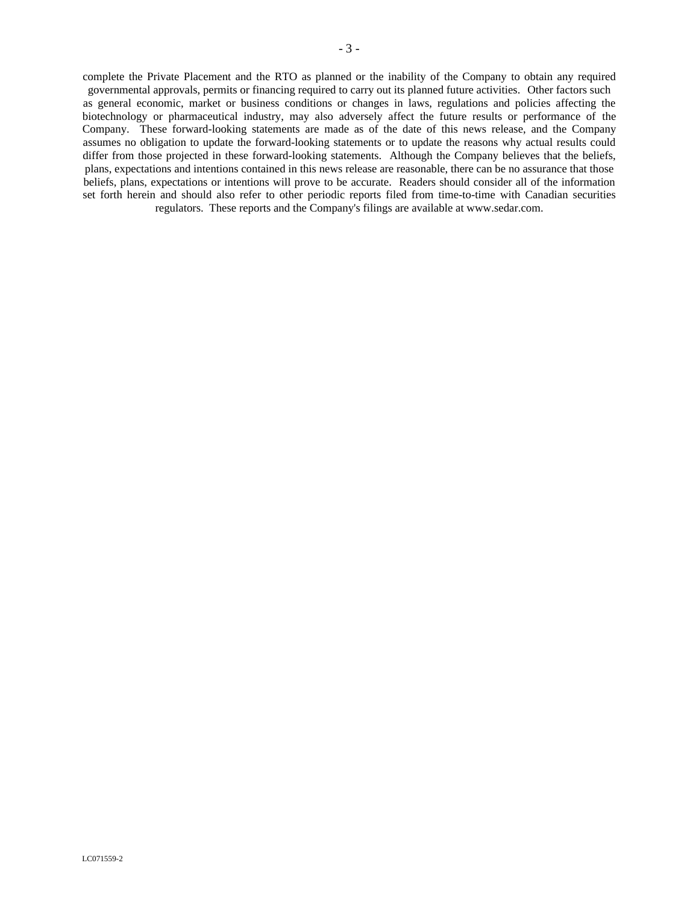complete the Private Placement and the RTO as planned or the inability of the Company to obtain any required governmental approvals, permits or financing required to carry out its planned future activities. Other factors such as general economic, market or business conditions or changes in laws, regulations and policies affecting the biotechnology or pharmaceutical industry, may also adversely affect the future results or performance of the Company. These forward-looking statements are made as of the date of this news release, and the Company assumes no obligation to update the forward-looking statements or to update the reasons why actual results could differ from those projected in these forward-looking statements. Although the Company believes that the beliefs, plans, expectations and intentions contained in this news release are reasonable, there can be no assurance that those beliefs, plans, expectations or intentions will prove to be accurate. Readers should consider all of the information set forth herein and should also refer to other periodic reports filed from time-to-time with Canadian securities regulators. These reports and the Company's filings are available at www.sedar.com.

LC071559-2